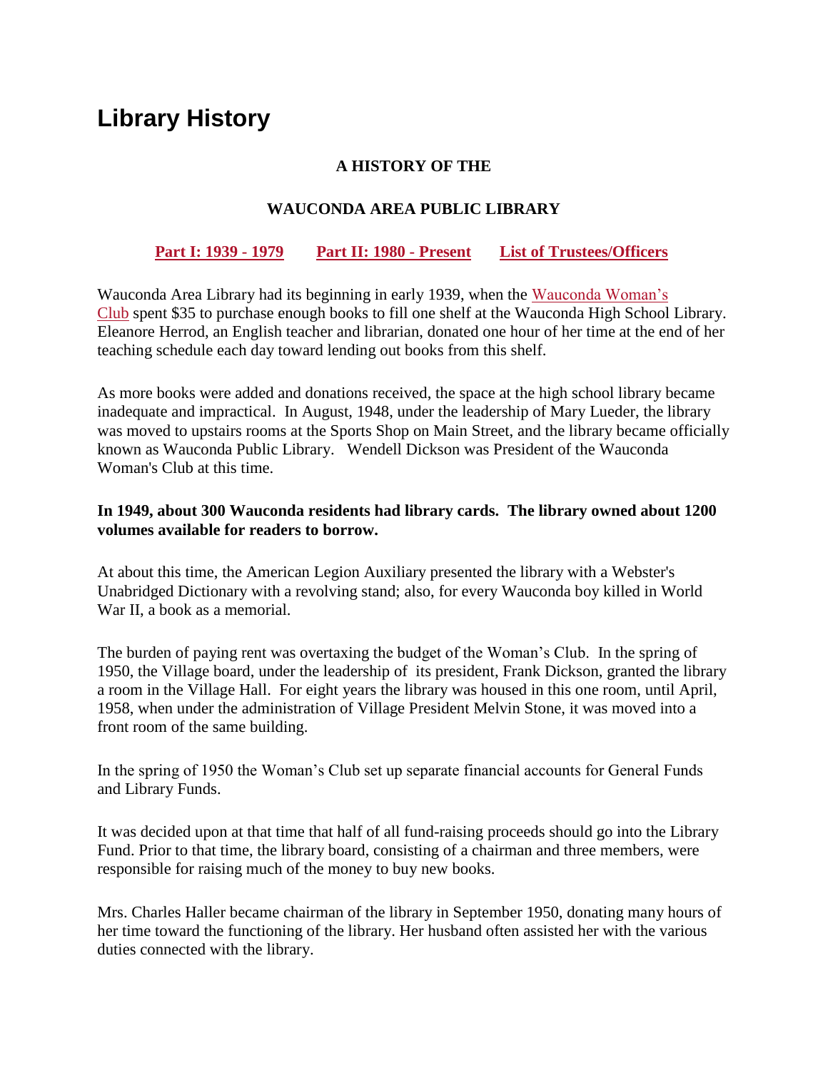# Library History

### A HISTORY OF THE

### WAUCONDA AREA PUBLIC LIBRARY

**Part I: 1939 - 1979**  **Part II: 1980 - Present**  **List of Trustees/Officers**

Wauconda Area Library had its beginning in early 1939, when the Wauconda Woman's Club spent $35 to purchase enough books to fill one shelf at the Wauconda High School Library. Eleanore Herrod, an English teacher and librarian, donated one hour of her time at the end of her teaching schedule each day toward lending out books from this shelf.

As more books were added and donations received, the space at the high school library became inadequate and impractical. In August, 1948, under the leadership of Mary Lueder, the library was moved to upstairs rooms at the Sports Shop on Main Street, and the library became officially known as Wauconda Public Library. Wendell Dickson was President of the Wauconda Woman's Club at this time.

**In 1949, about 300 Wauconda residents had library cards. The library owned about 1200 volumes available for readers to borrow.**

At about this time, the American Legion Auxiliary presented the library with a Webster's Unabridged Dictionary with a revolving stand; also, for every Wauconda boy killed in World War II, a book as a memorial.

The burden of paying rent was overtaxing the budget of the Woman's Club. In the spring of 1950, the Village board, under the leadership of its president, Frank Dickson, granted the library a room in the Village Hall. For eight years the library was housed in this one room, until April, 1958, when under the administration of Village President Melvin Stone, it was moved into a front room of the same building.

In the spring of 1950 the Woman's Club set up separate financial accounts for General Funds and Library Funds.

It was decided upon at that time that half of all fund-raising proceeds should go into the Library Fund. Prior to that time, the library board, consisting of a chairman and three members, were responsible for raising much of the money to buy new books.

Mrs. Charles Haller became chairman of the library in September 1950, donating many hours of her time toward the functioning of the library. Her husband often assisted her with the various duties connected with the library.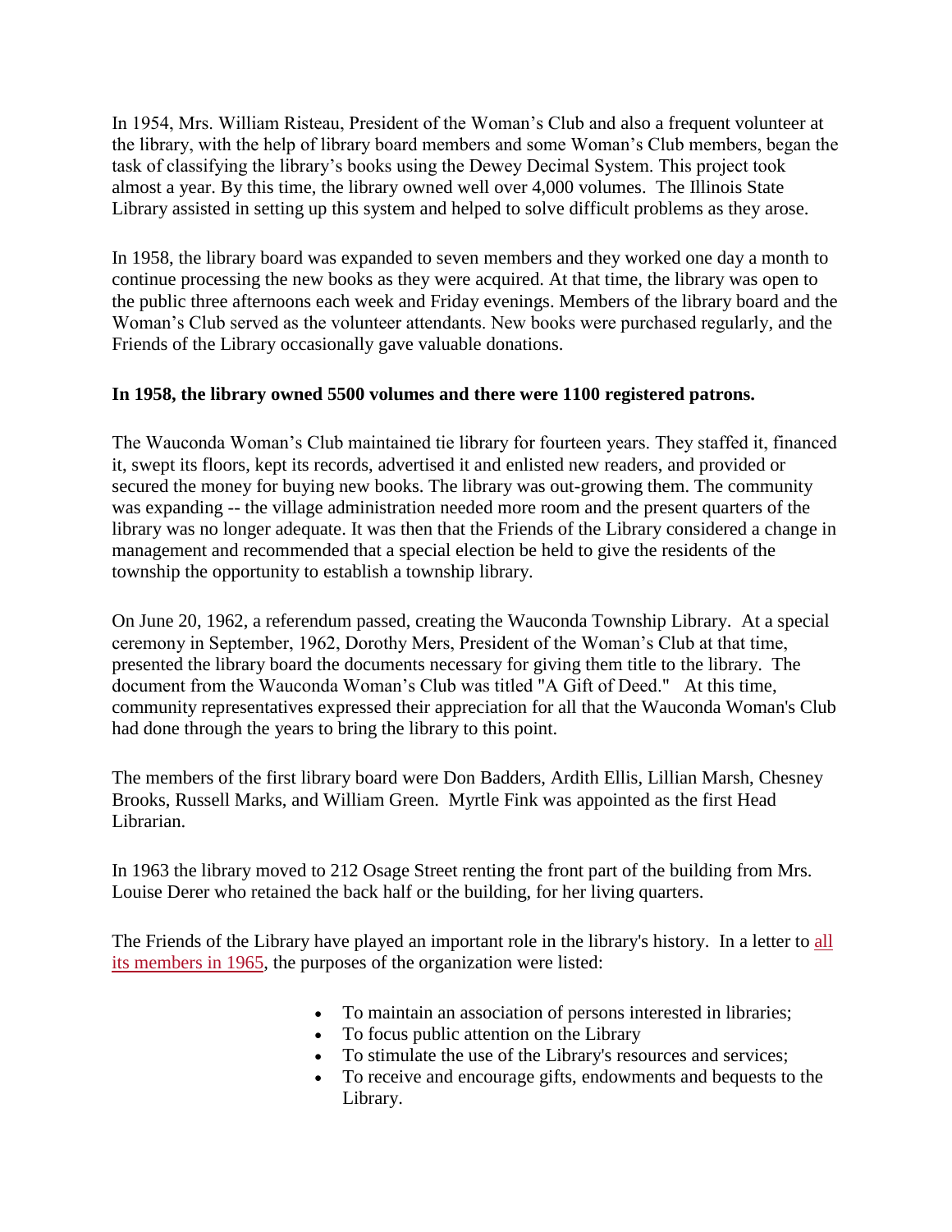In 1954, Mrs. William Risteau, President of the Woman's Club and also a frequent volunteer at the library, with the help of library board members and some Woman's Club members, began the task of classifying the library's books using the Dewey Decimal System. This project took almost a year. By this time, the library owned well over 4,000 volumes. The Illinois State Library assisted in setting up this system and helped to solve difficult problems as they arose.

In 1958, the library board was expanded to seven members and they worked one day a month to continue processing the new books as they were acquired. At that time, the library was open to the public three afternoons each week and Friday evenings. Members of the library board and the Woman's Club served as the volunteer attendants. New books were purchased regularly, and the Friends of the Library occasionally gave valuable donations.

**In 1958, the library owned 5500 volumes and there were 1100 registered patrons.**

The Wauconda Woman's Club maintained tie library for fourteen years. They staffed it, financed it, swept its floors, kept its records, advertised it and enlisted new readers, and provided or secured the money for buying new books. The library was out-growing them. The community was expanding -- the village administration needed more room and the present quarters of the library was no longer adequate. It was then that the Friends of the Library considered a change in management and recommended that a special election be held to give the residents of the township the opportunity to establish a township library.

On June 20, 1962, a referendum passed, creating the Wauconda Township Library. At a special ceremony in September, 1962, Dorothy Mers, President of the Woman's Club at that time, presented the library board the documents necessary for giving them title to the library. The document from the Wauconda Woman's Club was titled "A Gift of Deed." At this time, community representatives expressed their appreciation for all that the Wauconda Woman's Club had done through the years to bring the library to this point.

The members of the first library board were Don Badders, Ardith Ellis, Lillian Marsh, Chesney Brooks, Russell Marks, and William Green. Myrtle Fink was appointed as the first Head Librarian.

In 1963 the library moved to 212 Osage Street renting the front part of the building from Mrs. Louise Derer who retained the back half or the building, for her living quarters.

The Friends of the Library have played an important role in the library's history. In a letter to all its members in 1965, the purposes of the organization were listed:

- To maintain an association of persons interested in libraries;
- To focus public attention on the Library
- To stimulate the use of the Library's resources and services;
- To receive and encourage gifts, endowments and bequests to the Library.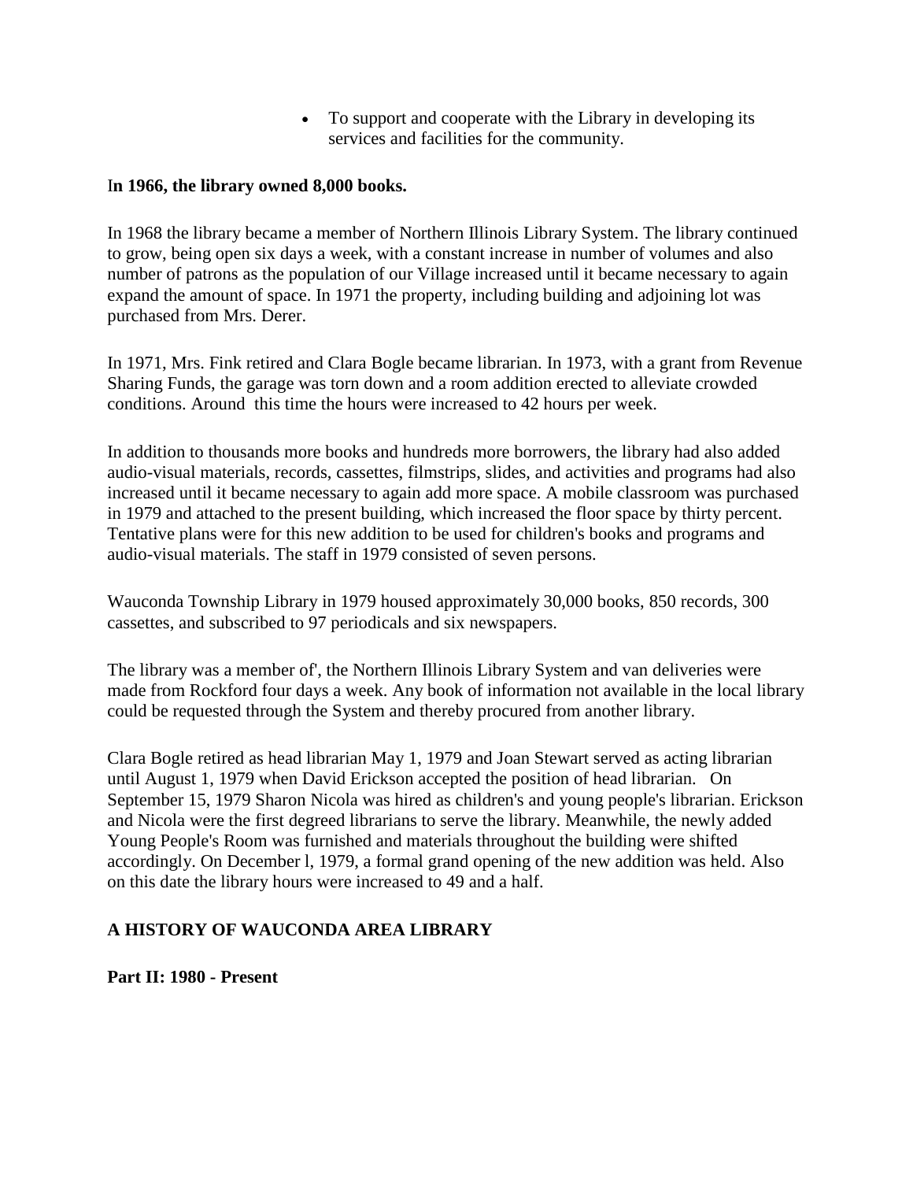- To support and cooperate with the Library in developing its services and facilities for the community.

**In 1966, the library owned 8,000 books.**

In 1968 the library became a member of Northern Illinois Library System. The library continued to grow, being open six days a week, with a constant increase in number of volumes and also number of patrons as the population of our Village increased until it became necessary to again expand the amount of space. In 1971 the property, including building and adjoining lot was purchased from Mrs. Derer.

In 1971, Mrs. Fink retired and Clara Bogle became librarian. In 1973, with a grant from Revenue Sharing Funds, the garage was torn down and a room addition erected to alleviate crowded conditions. Around this time the hours were increased to 42 hours per week.

In addition to thousands more books and hundreds more borrowers, the library had also added audio-visual materials, records, cassettes, filmstrips, slides, and activities and programs had also increased until it became necessary to again add more space. A mobile classroom was purchased in 1979 and attached to the present building, which increased the floor space by thirty percent. Tentative plans were for this new addition to be used for children's books and programs and audio-visual materials. The staff in 1979 consisted of seven persons.

Wauconda Township Library in 1979 housed approximately 30,000 books, 850 records, 300 cassettes, and subscribed to 97 periodicals and six newspapers.

The library was a member of', the Northern Illinois Library System and van deliveries were made from Rockford four days a week. Any book of information not available in the local library could be requested through the System and thereby procured from another library.

Clara Bogle retired as head librarian May 1, 1979 and Joan Stewart served as acting librarian until August 1, 1979 when David Erickson accepted the position of head librarian. On September 15, 1979 Sharon Nicola was hired as children's and young people's librarian. Erickson and Nicola were the first degreed librarians to serve the library. Meanwhile, the newly added Young People's Room was furnished and materials throughout the building were shifted accordingly. On December l, 1979, a formal grand opening of the new addition was held. Also on this date the library hours were increased to 49 and a half.

## A HISTORY OF WAUCONDA AREA LIBRARY

### Part II: 1980 - Present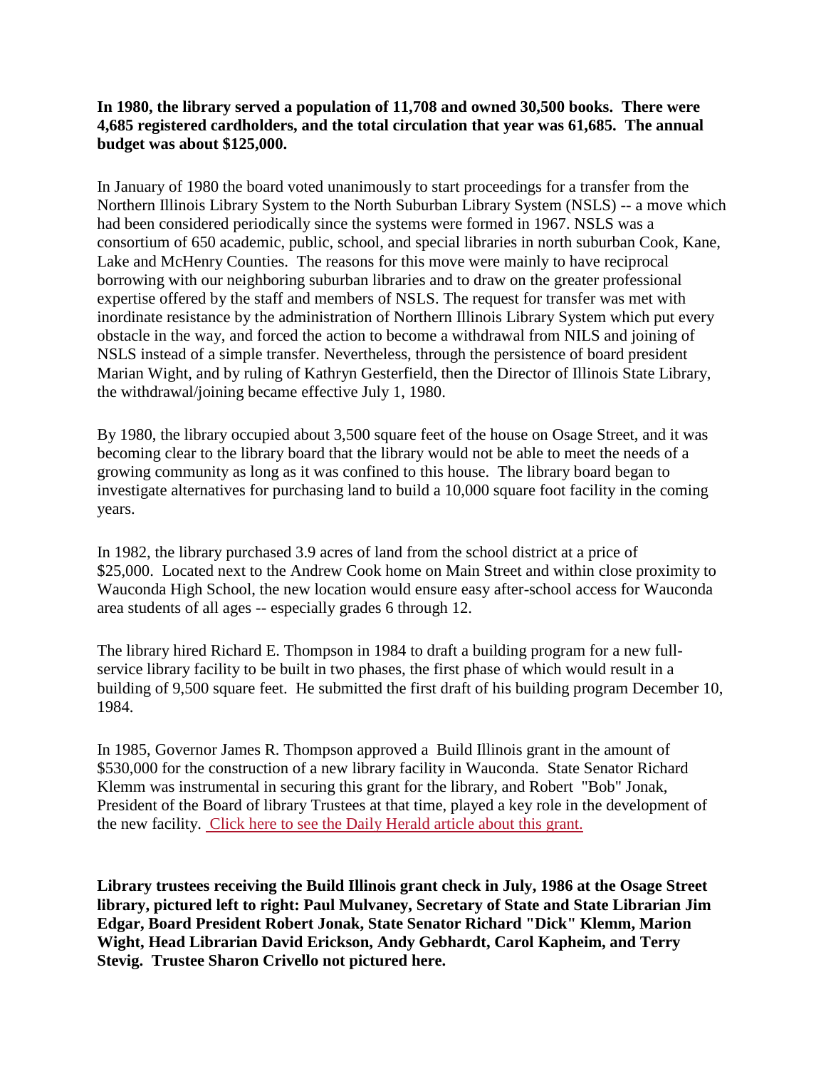**In 1980, the library served a population of 11,708 and owned 30,500 books. There were 4,685 registered cardholders, and the total circulation that year was 61,685. The annual budget was about $125,000.**

In January of 1980 the board voted unanimously to start proceedings for a transfer from the Northern Illinois Library System to the North Suburban Library System (NSLS) -- a move which had been considered periodically since the systems were formed in 1967. NSLS was a consortium of 650 academic, public, school, and special libraries in north suburban Cook, Kane, Lake and McHenry Counties. The reasons for this move were mainly to have reciprocal borrowing with our neighboring suburban libraries and to draw on the greater professional expertise offered by the staff and members of NSLS. The request for transfer was met with inordinate resistance by the administration of Northern Illinois Library System which put every obstacle in the way, and forced the action to become a withdrawal from NILS and joining of NSLS instead of a simple transfer. Nevertheless, through the persistence of board president Marian Wight, and by ruling of Kathryn Gesterfield, then the Director of Illinois State Library, the withdrawal/joining became effective July 1, 1980.

By 1980, the library occupied about 3,500 square feet of the house on Osage Street, and it was becoming clear to the library board that the library would not be able to meet the needs of a growing community as long as it was confined to this house. The library board began to investigate alternatives for purchasing land to build a 10,000 square foot facility in the coming years.

In 1982, the library purchased 3.9 acres of land from the school district at a price of $25,000. Located next to the Andrew Cook home on Main Street and within close proximity to Wauconda High School, the new location would ensure easy after-school access for Wauconda area students of all ages -- especially grades 6 through 12.

The library hired Richard E. Thompson in 1984 to draft a building program for a new full-service library facility to be built in two phases, the first phase of which would result in a building of 9,500 square feet. He submitted the first draft of his building program December 10, 1984.

In 1985, Governor James R. Thompson approved a Build Illinois grant in the amount of $530,000 for the construction of a new library facility in Wauconda. State Senator Richard Klemm was instrumental in securing this grant for the library, and Robert "Bob" Jonak, President of the Board of library Trustees at that time, played a key role in the development of the new facility. Click here to see the Daily Herald article about this grant.

**Library trustees receiving the Build Illinois grant check in July, 1986 at the Osage Street library, pictured left to right: Paul Mulvaney, Secretary of State and State Librarian Jim Edgar, Board President Robert Jonak, State Senator Richard "Dick" Klemm, Marion Wight, Head Librarian David Erickson, Andy Gebhardt, Carol Kapheim, and Terry Stevig. Trustee Sharon Crivello not pictured here.**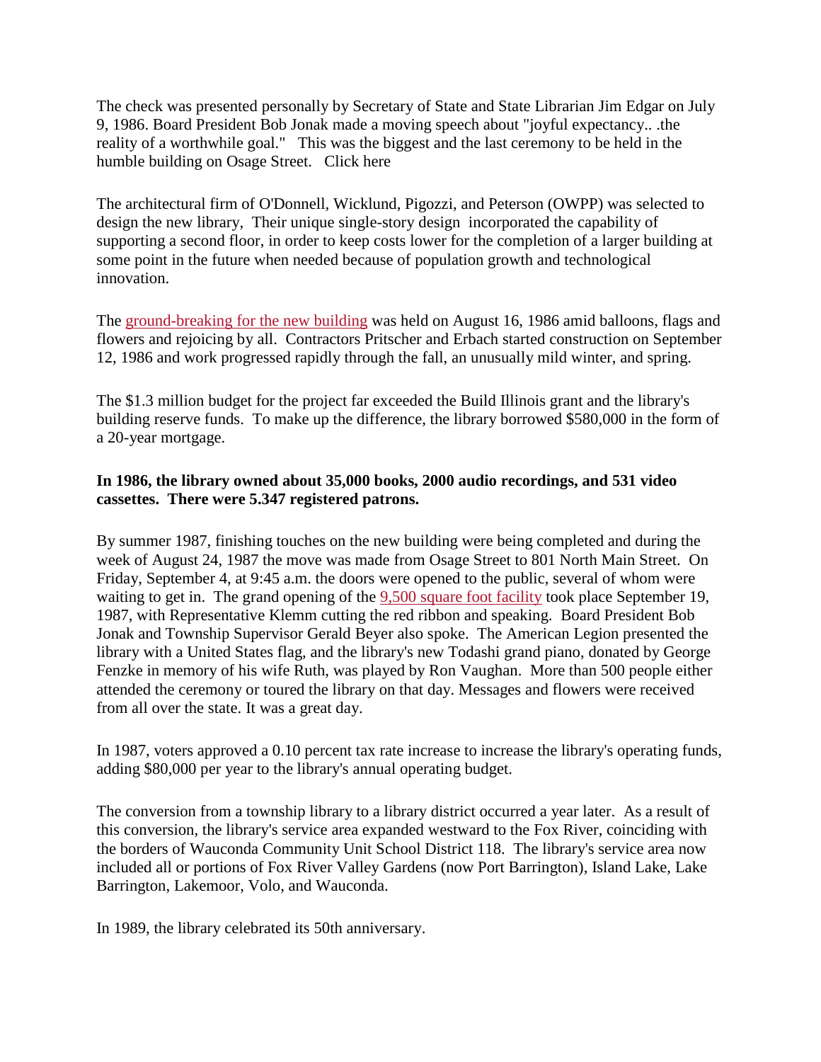The check was presented personally by Secretary of State and State Librarian Jim Edgar on July 9, 1986. Board President Bob Jonak made a moving speech about "joyful expectancy.. .the reality of a worthwhile goal." This was the biggest and the last ceremony to be held in the humble building on Osage Street. Click here

The architectural firm of O'Donnell, Wicklund, Pigozzi, and Peterson (OWPP) was selected to design the new library, Their unique single-story design incorporated the capability of supporting a second floor, in order to keep costs lower for the completion of a larger building at some point in the future when needed because of population growth and technological innovation.

The ground-breaking for the new building was held on August 16, 1986 amid balloons, flags and flowers and rejoicing by all. Contractors Pritscher and Erbach started construction on September 12, 1986 and work progressed rapidly through the fall, an unusually mild winter, and spring.

The $1.3 million budget for the project far exceeded the Build Illinois grant and the library's building reserve funds. To make up the difference, the library borrowed $580,000 in the form of a 20-year mortgage.

**In 1986, the library owned about 35,000 books, 2000 audio recordings, and 531 video cassettes. There were 5.347 registered patrons.**

By summer 1987, finishing touches on the new building were being completed and during the week of August 24, 1987 the move was made from Osage Street to 801 North Main Street. On Friday, September 4, at 9:45 a.m. the doors were opened to the public, several of whom were waiting to get in. The grand opening of the 9,500 square foot facility took place September 19, 1987, with Representative Klemm cutting the red ribbon and speaking. Board President Bob Jonak and Township Supervisor Gerald Beyer also spoke. The American Legion presented the library with a United States flag, and the library's new Todashi grand piano, donated by George Fenzke in memory of his wife Ruth, was played by Ron Vaughan. More than 500 people either attended the ceremony or toured the library on that day. Messages and flowers were received from all over the state. It was a great day.

In 1987, voters approved a 0.10 percent tax rate increase to increase the library's operating funds, adding $80,000 per year to the library's annual operating budget.

The conversion from a township library to a library district occurred a year later. As a result of this conversion, the library's service area expanded westward to the Fox River, coinciding with the borders of Wauconda Community Unit School District 118. The library's service area now included all or portions of Fox River Valley Gardens (now Port Barrington), Island Lake, Lake Barrington, Lakemoor, Volo, and Wauconda.

In 1989, the library celebrated its 50th anniversary.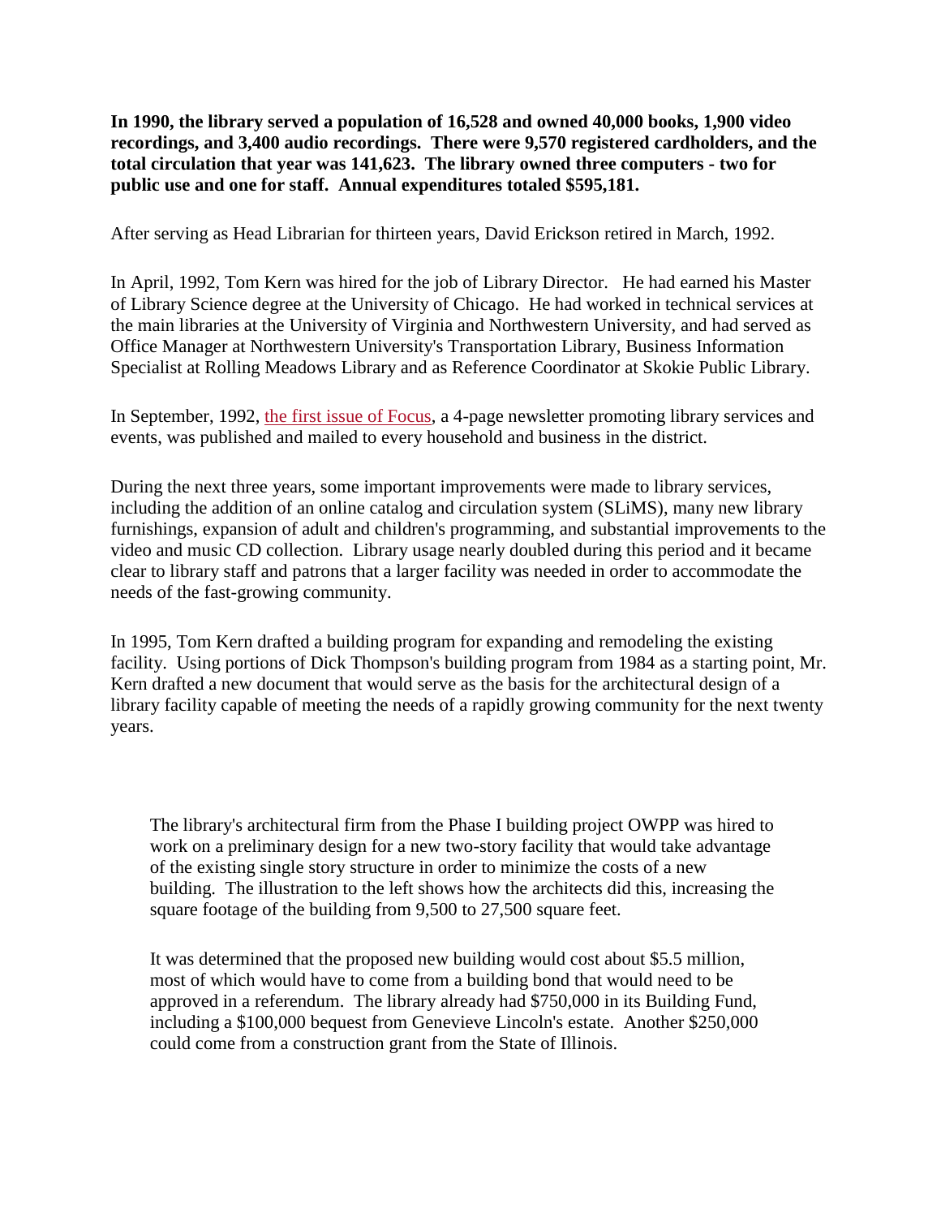**In 1990, the library served a population of 16,528 and owned 40,000 books, 1,900 video recordings, and 3,400 audio recordings. There were 9,570 registered cardholders, and the total circulation that year was 141,623. The library owned three computers - two for public use and one for staff. Annual expenditures totaled $595,181.**

After serving as Head Librarian for thirteen years, David Erickson retired in March, 1992.

In April, 1992, Tom Kern was hired for the job of Library Director. He had earned his Master of Library Science degree at the University of Chicago. He had worked in technical services at the main libraries at the University of Virginia and Northwestern University, and had served as Office Manager at Northwestern University's Transportation Library, Business Information Specialist at Rolling Meadows Library and as Reference Coordinator at Skokie Public Library.

In September, 1992, the first issue of Focus, a 4-page newsletter promoting library services and events, was published and mailed to every household and business in the district.

During the next three years, some important improvements were made to library services, including the addition of an online catalog and circulation system (SLiMS), many new library furnishings, expansion of adult and children's programming, and substantial improvements to the video and music CD collection. Library usage nearly doubled during this period and it became clear to library staff and patrons that a larger facility was needed in order to accommodate the needs of the fast-growing community.

In 1995, Tom Kern drafted a building program for expanding and remodeling the existing facility. Using portions of Dick Thompson's building program from 1984 as a starting point, Mr. Kern drafted a new document that would serve as the basis for the architectural design of a library facility capable of meeting the needs of a rapidly growing community for the next twenty years.

The library's architectural firm from the Phase I building project OWPP was hired to work on a preliminary design for a new two-story facility that would take advantage of the existing single story structure in order to minimize the costs of a new building. The illustration to the left shows how the architects did this, increasing the square footage of the building from 9,500 to 27,500 square feet.

It was determined that the proposed new building would cost about $5.5 million, most of which would have to come from a building bond that would need to be approved in a referendum. The library already had $750,000 in its Building Fund, including a $100,000 bequest from Genevieve Lincoln's estate. Another $250,000 could come from a construction grant from the State of Illinois.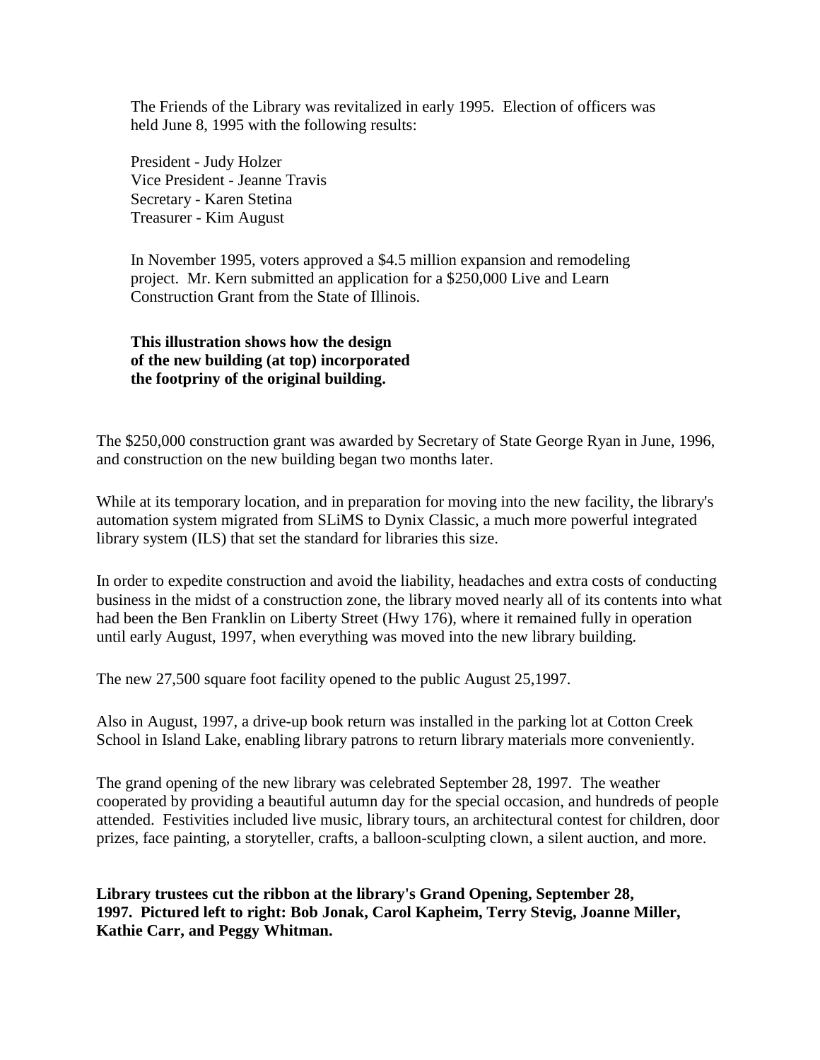The Friends of the Library was revitalized in early 1995. Election of officers was held June 8, 1995 with the following results:

President - Judy Holzer
Vice President - Jeanne Travis
Secretary - Karen Stetina
Treasurer - Kim August

In November 1995, voters approved a $4.5 million expansion and remodeling project. Mr. Kern submitted an application for a $250,000 Live and Learn Construction Grant from the State of Illinois.

**This illustration shows how the design of the new building (at top) incorporated the footpriny of the original building.**

The $250,000 construction grant was awarded by Secretary of State George Ryan in June, 1996, and construction on the new building began two months later.

While at its temporary location, and in preparation for moving into the new facility, the library's automation system migrated from SLiMS to Dynix Classic, a much more powerful integrated library system (ILS) that set the standard for libraries this size.

In order to expedite construction and avoid the liability, headaches and extra costs of conducting business in the midst of a construction zone, the library moved nearly all of its contents into what had been the Ben Franklin on Liberty Street (Hwy 176), where it remained fully in operation until early August, 1997, when everything was moved into the new library building.

The new 27,500 square foot facility opened to the public August 25,1997.

Also in August, 1997, a drive-up book return was installed in the parking lot at Cotton Creek School in Island Lake, enabling library patrons to return library materials more conveniently.

The grand opening of the new library was celebrated September 28, 1997. The weather cooperated by providing a beautiful autumn day for the special occasion, and hundreds of people attended. Festivities included live music, library tours, an architectural contest for children, door prizes, face painting, a storyteller, crafts, a balloon-sculpting clown, a silent auction, and more.

**Library trustees cut the ribbon at the library's Grand Opening, September 28, 1997. Pictured left to right: Bob Jonak, Carol Kapheim, Terry Stevig, Joanne Miller, Kathie Carr, and Peggy Whitman.**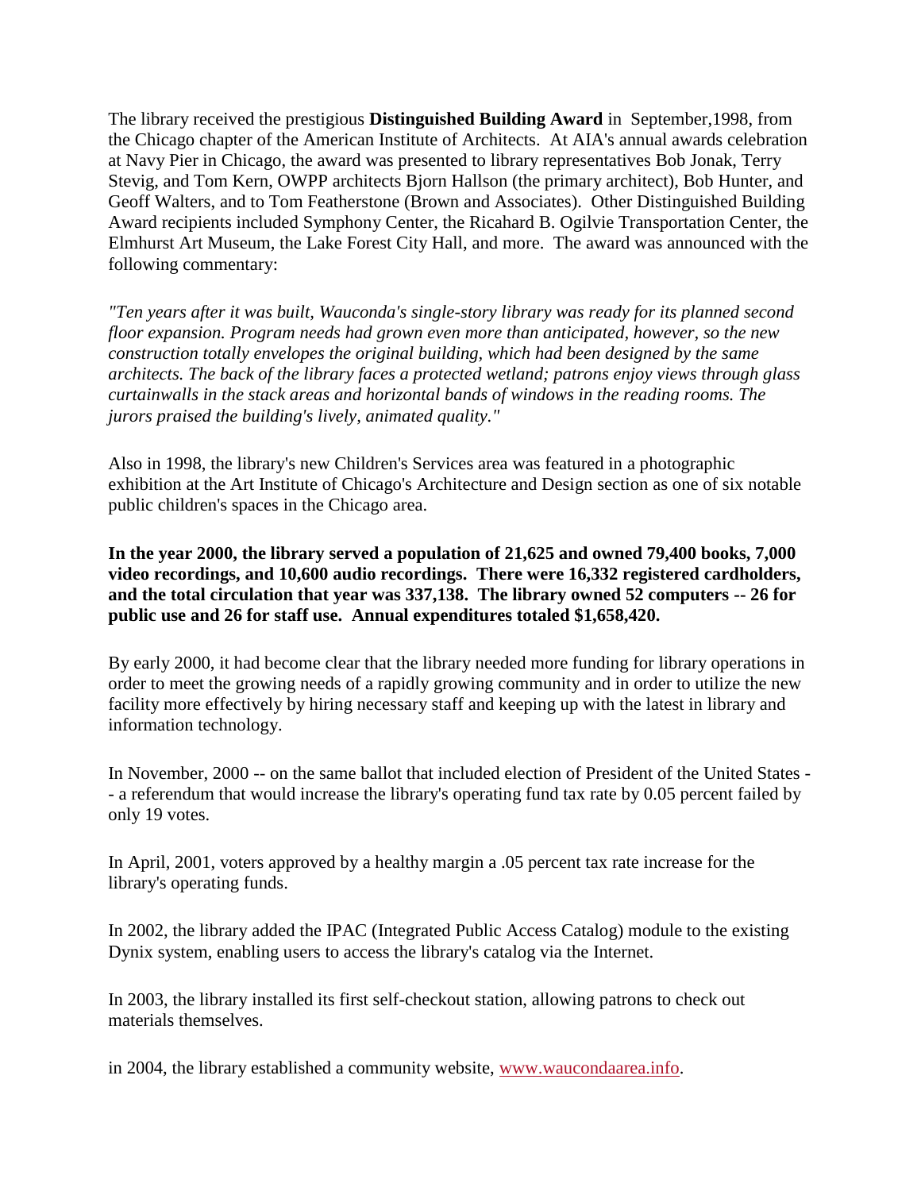The library received the prestigious **Distinguished Building Award** in September,1998, from the Chicago chapter of the American Institute of Architects. At AIA's annual awards celebration at Navy Pier in Chicago, the award was presented to library representatives Bob Jonak, Terry Stevig, and Tom Kern, OWPP architects Bjorn Hallson (the primary architect), Bob Hunter, and Geoff Walters, and to Tom Featherstone (Brown and Associates). Other Distinguished Building Award recipients included Symphony Center, the Ricahard B. Ogilvie Transportation Center, the Elmhurst Art Museum, the Lake Forest City Hall, and more. The award was announced with the following commentary:

*"Ten years after it was built, Wauconda's single-story library was ready for its planned second floor expansion. Program needs had grown even more than anticipated, however, so the new construction totally envelopes the original building, which had been designed by the same architects. The back of the library faces a protected wetland; patrons enjoy views through glass curtainwalls in the stack areas and horizontal bands of windows in the reading rooms. The jurors praised the building's lively, animated quality."*

Also in 1998, the library's new Children's Services area was featured in a photographic exhibition at the Art Institute of Chicago's Architecture and Design section as one of six notable public children's spaces in the Chicago area.

**In the year 2000, the library served a population of 21,625 and owned 79,400 books, 7,000 video recordings, and 10,600 audio recordings. There were 16,332 registered cardholders, and the total circulation that year was 337,138. The library owned 52 computers -- 26 for public use and 26 for staff use. Annual expenditures totaled $1,658,420.**

By early 2000, it had become clear that the library needed more funding for library operations in order to meet the growing needs of a rapidly growing community and in order to utilize the new facility more effectively by hiring necessary staff and keeping up with the latest in library and information technology.

In November, 2000 -- on the same ballot that included election of President of the United States -- a referendum that would increase the library's operating fund tax rate by 0.05 percent failed by only 19 votes.

In April, 2001, voters approved by a healthy margin a .05 percent tax rate increase for the library's operating funds.

In 2002, the library added the IPAC (Integrated Public Access Catalog) module to the existing Dynix system, enabling users to access the library's catalog via the Internet.

In 2003, the library installed its first self-checkout station, allowing patrons to check out materials themselves.

in 2004, the library established a community website, www.waucondaarea.info.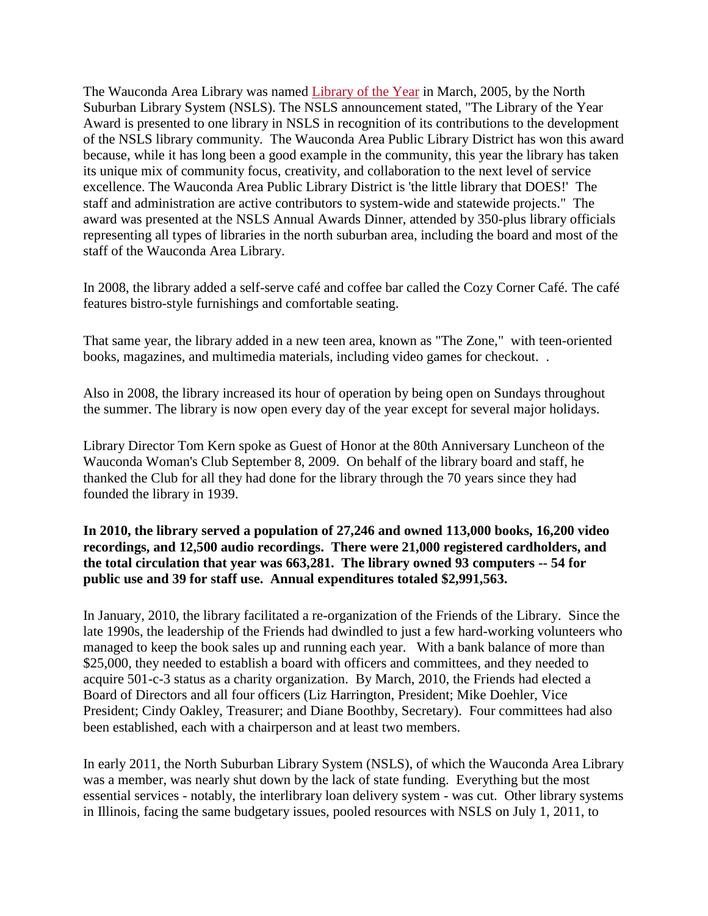The Wauconda Area Library was named Library of the Year in March, 2005, by the North Suburban Library System (NSLS). The NSLS announcement stated, "The Library of the Year Award is presented to one library in NSLS in recognition of its contributions to the development of the NSLS library community. The Wauconda Area Public Library District has won this award because, while it has long been a good example in the community, this year the library has taken its unique mix of community focus, creativity, and collaboration to the next level of service excellence. The Wauconda Area Public Library District is 'the little library that DOES!' The staff and administration are active contributors to system-wide and statewide projects." The award was presented at the NSLS Annual Awards Dinner, attended by 350-plus library officials representing all types of libraries in the north suburban area, including the board and most of the staff of the Wauconda Area Library.

In 2008, the library added a self-serve café and coffee bar called the Cozy Corner Café. The café features bistro-style furnishings and comfortable seating.

That same year, the library added in a new teen area, known as "The Zone," with teen-oriented books, magazines, and multimedia materials, including video games for checkout. .

Also in 2008, the library increased its hour of operation by being open on Sundays throughout the summer. The library is now open every day of the year except for several major holidays.

Library Director Tom Kern spoke as Guest of Honor at the 80th Anniversary Luncheon of the Wauconda Woman's Club September 8, 2009. On behalf of the library board and staff, he thanked the Club for all they had done for the library through the 70 years since they had founded the library in 1939.

**In 2010, the library served a population of 27,246 and owned 113,000 books, 16,200 video recordings, and 12,500 audio recordings. There were 21,000 registered cardholders, and the total circulation that year was 663,281. The library owned 93 computers -- 54 for public use and 39 for staff use. Annual expenditures totaled $2,991,563.**

In January, 2010, the library facilitated a re-organization of the Friends of the Library. Since the late 1990s, the leadership of the Friends had dwindled to just a few hard-working volunteers who managed to keep the book sales up and running each year. With a bank balance of more than $25,000, they needed to establish a board with officers and committees, and they needed to acquire 501-c-3 status as a charity organization. By March, 2010, the Friends had elected a Board of Directors and all four officers (Liz Harrington, President; Mike Doehler, Vice President; Cindy Oakley, Treasurer; and Diane Boothby, Secretary). Four committees had also been established, each with a chairperson and at least two members.

In early 2011, the North Suburban Library System (NSLS), of which the Wauconda Area Library was a member, was nearly shut down by the lack of state funding. Everything but the most essential services - notably, the interlibrary loan delivery system - was cut. Other library systems in Illinois, facing the same budgetary issues, pooled resources with NSLS on July 1, 2011, to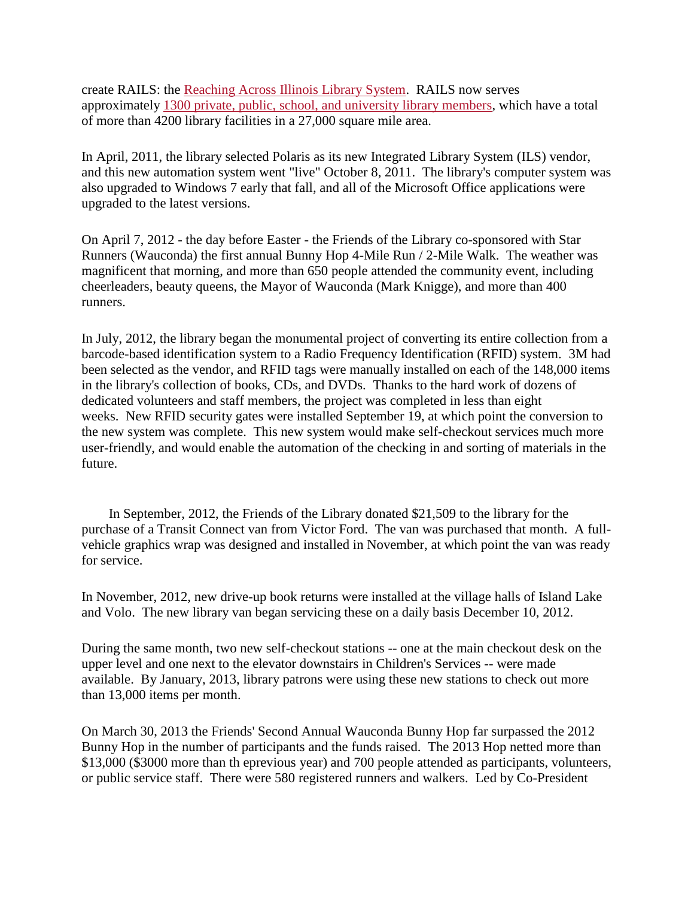create RAILS: the Reaching Across Illinois Library System. RAILS now serves approximately 1300 private, public, school, and university library members, which have a total of more than 4200 library facilities in a 27,000 square mile area.

In April, 2011, the library selected Polaris as its new Integrated Library System (ILS) vendor, and this new automation system went "live" October 8, 2011. The library's computer system was also upgraded to Windows 7 early that fall, and all of the Microsoft Office applications were upgraded to the latest versions.

On April 7, 2012 - the day before Easter - the Friends of the Library co-sponsored with Star Runners (Wauconda) the first annual Bunny Hop 4-Mile Run / 2-Mile Walk. The weather was magnificent that morning, and more than 650 people attended the community event, including cheerleaders, beauty queens, the Mayor of Wauconda (Mark Knigge), and more than 400 runners.

In July, 2012, the library began the monumental project of converting its entire collection from a barcode-based identification system to a Radio Frequency Identification (RFID) system. 3M had been selected as the vendor, and RFID tags were manually installed on each of the 148,000 items in the library's collection of books, CDs, and DVDs. Thanks to the hard work of dozens of dedicated volunteers and staff members, the project was completed in less than eight weeks. New RFID security gates were installed September 19, at which point the conversion to the new system was complete. This new system would make self-checkout services much more user-friendly, and would enable the automation of the checking in and sorting of materials in the future.

In September, 2012, the Friends of the Library donated $21,509 to the library for the purchase of a Transit Connect van from Victor Ford. The van was purchased that month. A full-vehicle graphics wrap was designed and installed in November, at which point the van was ready for service.

In November, 2012, new drive-up book returns were installed at the village halls of Island Lake and Volo. The new library van began servicing these on a daily basis December 10, 2012.

During the same month, two new self-checkout stations -- one at the main checkout desk on the upper level and one next to the elevator downstairs in Children's Services -- were made available. By January, 2013, library patrons were using these new stations to check out more than 13,000 items per month.

On March 30, 2013 the Friends' Second Annual Wauconda Bunny Hop far surpassed the 2012 Bunny Hop in the number of participants and the funds raised. The 2013 Hop netted more than $13,000 ($3000 more than th eprevious year) and 700 people attended as participants, volunteers, or public service staff. There were 580 registered runners and walkers. Led by Co-President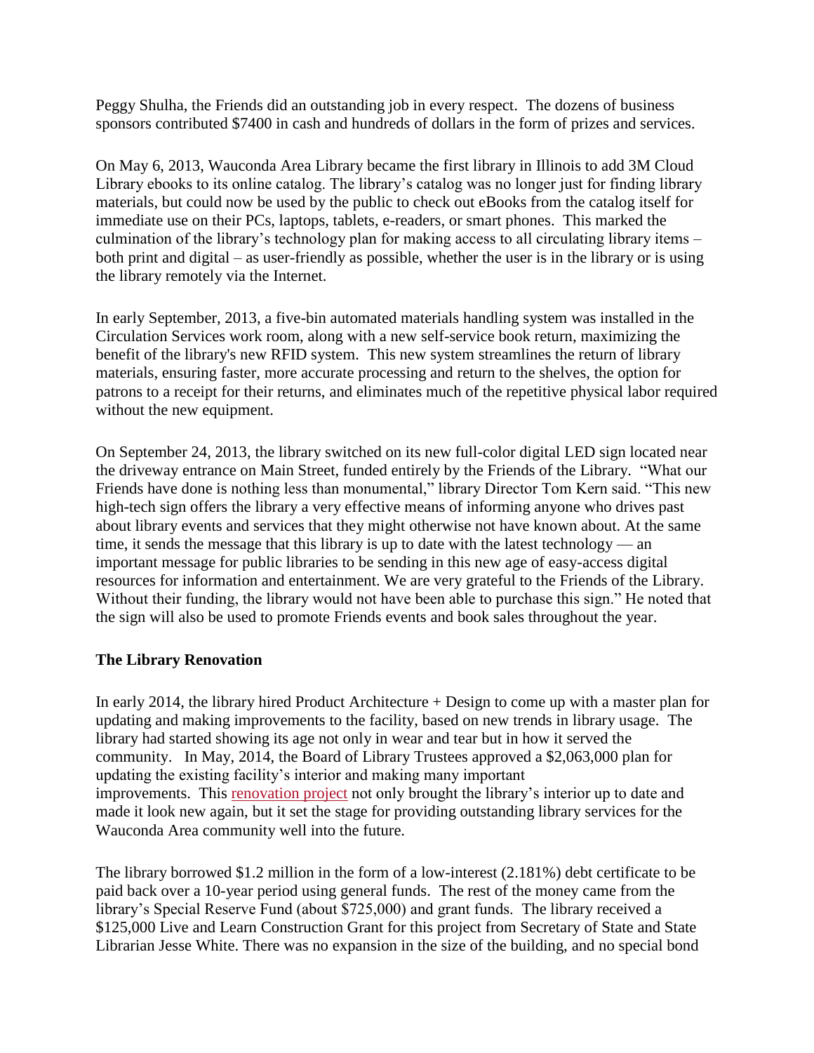Peggy Shulha, the Friends did an outstanding job in every respect. The dozens of business sponsors contributed $7400 in cash and hundreds of dollars in the form of prizes and services.

On May 6, 2013, Wauconda Area Library became the first library in Illinois to add 3M Cloud Library ebooks to its online catalog. The library's catalog was no longer just for finding library materials, but could now be used by the public to check out eBooks from the catalog itself for immediate use on their PCs, laptops, tablets, e-readers, or smart phones. This marked the culmination of the library's technology plan for making access to all circulating library items – both print and digital – as user-friendly as possible, whether the user is in the library or is using the library remotely via the Internet.

In early September, 2013, a five-bin automated materials handling system was installed in the Circulation Services work room, along with a new self-service book return, maximizing the benefit of the library's new RFID system. This new system streamlines the return of library materials, ensuring faster, more accurate processing and return to the shelves, the option for patrons to a receipt for their returns, and eliminates much of the repetitive physical labor required without the new equipment.

On September 24, 2013, the library switched on its new full-color digital LED sign located near the driveway entrance on Main Street, funded entirely by the Friends of the Library. "What our Friends have done is nothing less than monumental," library Director Tom Kern said. "This new high-tech sign offers the library a very effective means of informing anyone who drives past about library events and services that they might otherwise not have known about. At the same time, it sends the message that this library is up to date with the latest technology — an important message for public libraries to be sending in this new age of easy-access digital resources for information and entertainment. We are very grateful to the Friends of the Library. Without their funding, the library would not have been able to purchase this sign." He noted that the sign will also be used to promote Friends events and book sales throughout the year.

**The Library Renovation**

In early 2014, the library hired Product Architecture + Design to come up with a master plan for updating and making improvements to the facility, based on new trends in library usage. The library had started showing its age not only in wear and tear but in how it served the community. In May, 2014, the Board of Library Trustees approved a $2,063,000 plan for updating the existing facility's interior and making many important improvements. This renovation project not only brought the library's interior up to date and made it look new again, but it set the stage for providing outstanding library services for the Wauconda Area community well into the future.

The library borrowed $1.2 million in the form of a low-interest (2.181%) debt certificate to be paid back over a 10-year period using general funds. The rest of the money came from the library's Special Reserve Fund (about $725,000) and grant funds. The library received a $125,000 Live and Learn Construction Grant for this project from Secretary of State and State Librarian Jesse White. There was no expansion in the size of the building, and no special bond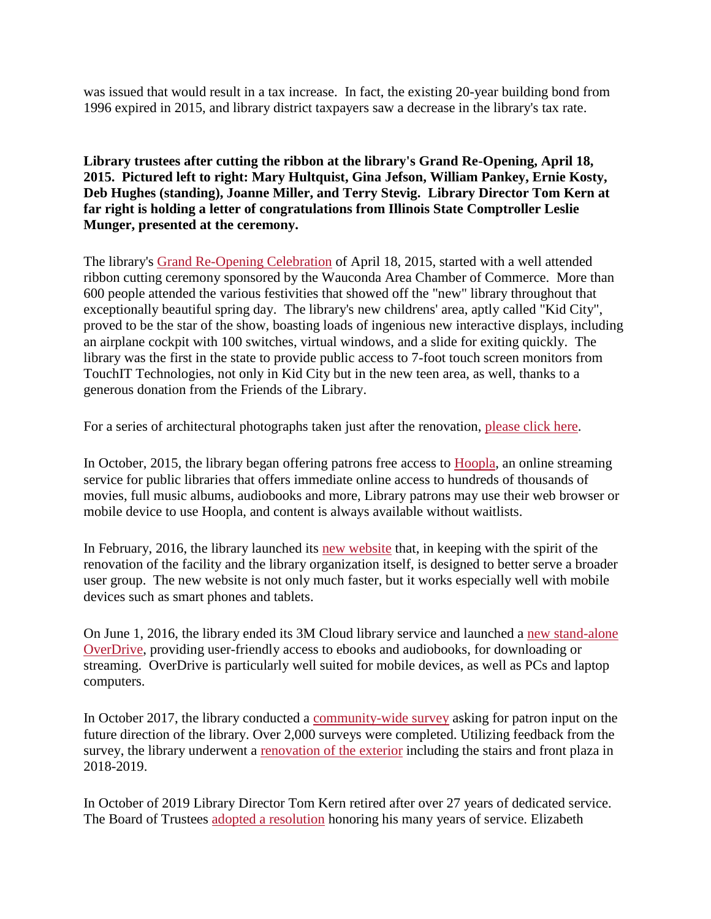was issued that would result in a tax increase. In fact, the existing 20-year building bond from 1996 expired in 2015, and library district taxpayers saw a decrease in the library's tax rate.

**Library trustees after cutting the ribbon at the library's Grand Re-Opening, April 18, 2015. Pictured left to right: Mary Hultquist, Gina Jefson, William Pankey, Ernie Kosty, Deb Hughes (standing), Joanne Miller, and Terry Stevig. Library Director Tom Kern at far right is holding a letter of congratulations from Illinois State Comptroller Leslie Munger, presented at the ceremony.**

The library's Grand Re-Opening Celebration of April 18, 2015, started with a well attended ribbon cutting ceremony sponsored by the Wauconda Area Chamber of Commerce. More than 600 people attended the various festivities that showed off the "new" library throughout that exceptionally beautiful spring day. The library's new childrens' area, aptly called "Kid City", proved to be the star of the show, boasting loads of ingenious new interactive displays, including an airplane cockpit with 100 switches, virtual windows, and a slide for exiting quickly. The library was the first in the state to provide public access to 7-foot touch screen monitors from TouchIT Technologies, not only in Kid City but in the new teen area, as well, thanks to a generous donation from the Friends of the Library.

For a series of architectural photographs taken just after the renovation, please click here.

In October, 2015, the library began offering patrons free access to Hoopla, an online streaming service for public libraries that offers immediate online access to hundreds of thousands of movies, full music albums, audiobooks and more, Library patrons may use their web browser or mobile device to use Hoopla, and content is always available without waitlists.

In February, 2016, the library launched its new website that, in keeping with the spirit of the renovation of the facility and the library organization itself, is designed to better serve a broader user group. The new website is not only much faster, but it works especially well with mobile devices such as smart phones and tablets.

On June 1, 2016, the library ended its 3M Cloud library service and launched a new stand-alone OverDrive, providing user-friendly access to ebooks and audiobooks, for downloading or streaming. OverDrive is particularly well suited for mobile devices, as well as PCs and laptop computers.

In October 2017, the library conducted a community-wide survey asking for patron input on the future direction of the library. Over 2,000 surveys were completed. Utilizing feedback from the survey, the library underwent a renovation of the exterior including the stairs and front plaza in 2018-2019.

In October of 2019 Library Director Tom Kern retired after over 27 years of dedicated service. The Board of Trustees adopted a resolution honoring his many years of service. Elizabeth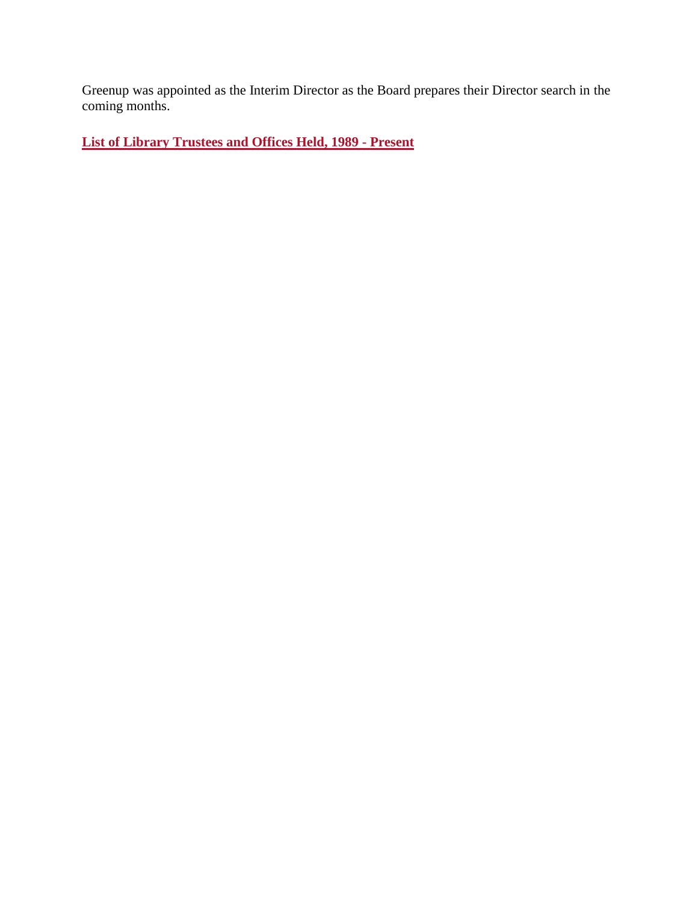Greenup was appointed as the Interim Director as the Board prepares their Director search in the coming months.

**List of Library Trustees and Offices Held, 1989 - Present**